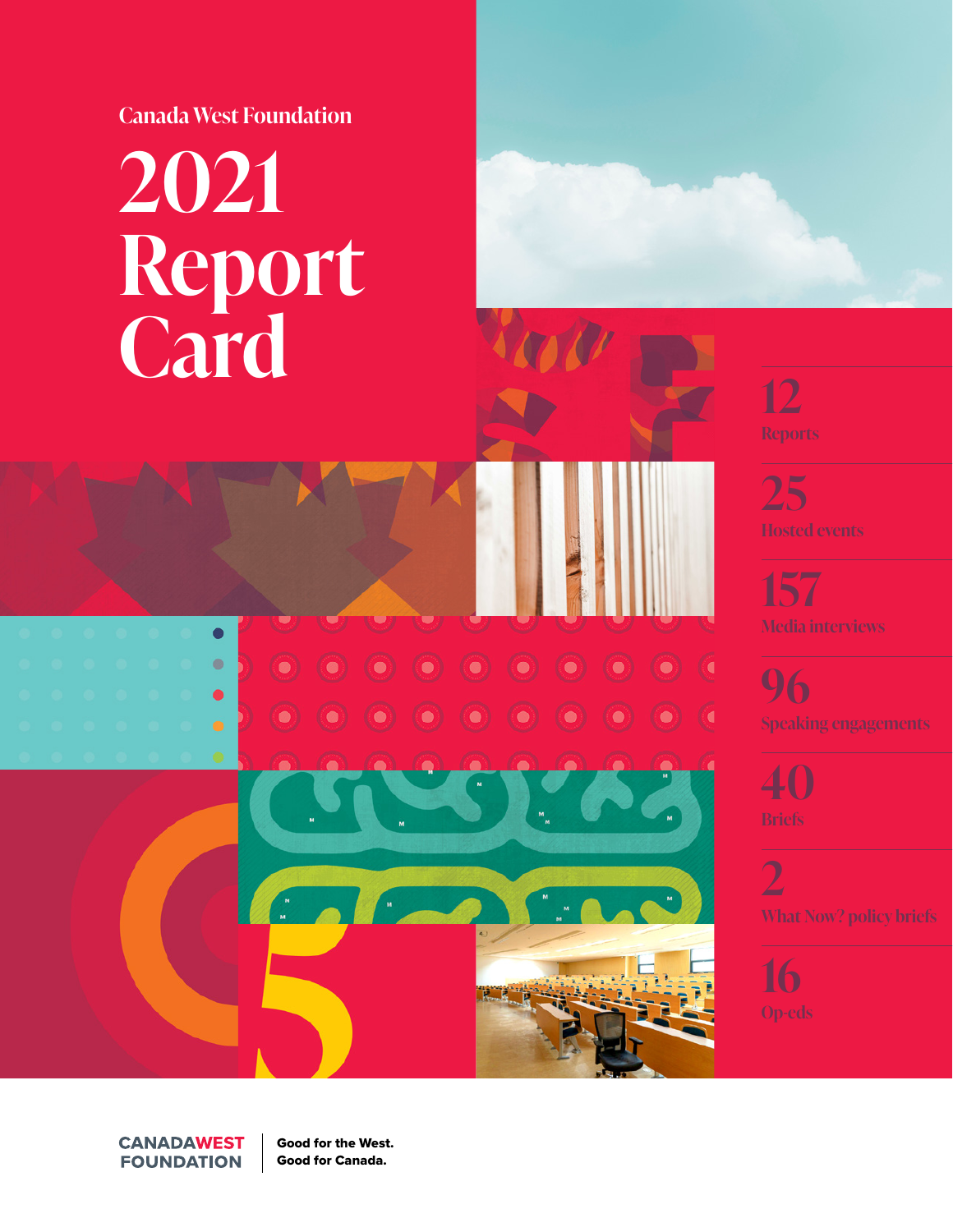Canada West Foundation

# 2021 Report Card

**12**
Reports

**25**
Hosted events

**157**
Media interviews

**96**
Speaking engagements

**40**
Briefs

**2**
What Now? policy briefs

**16**
Op-eds

CANADAWEST FOUNDATION | Good for the West. Good for Canada.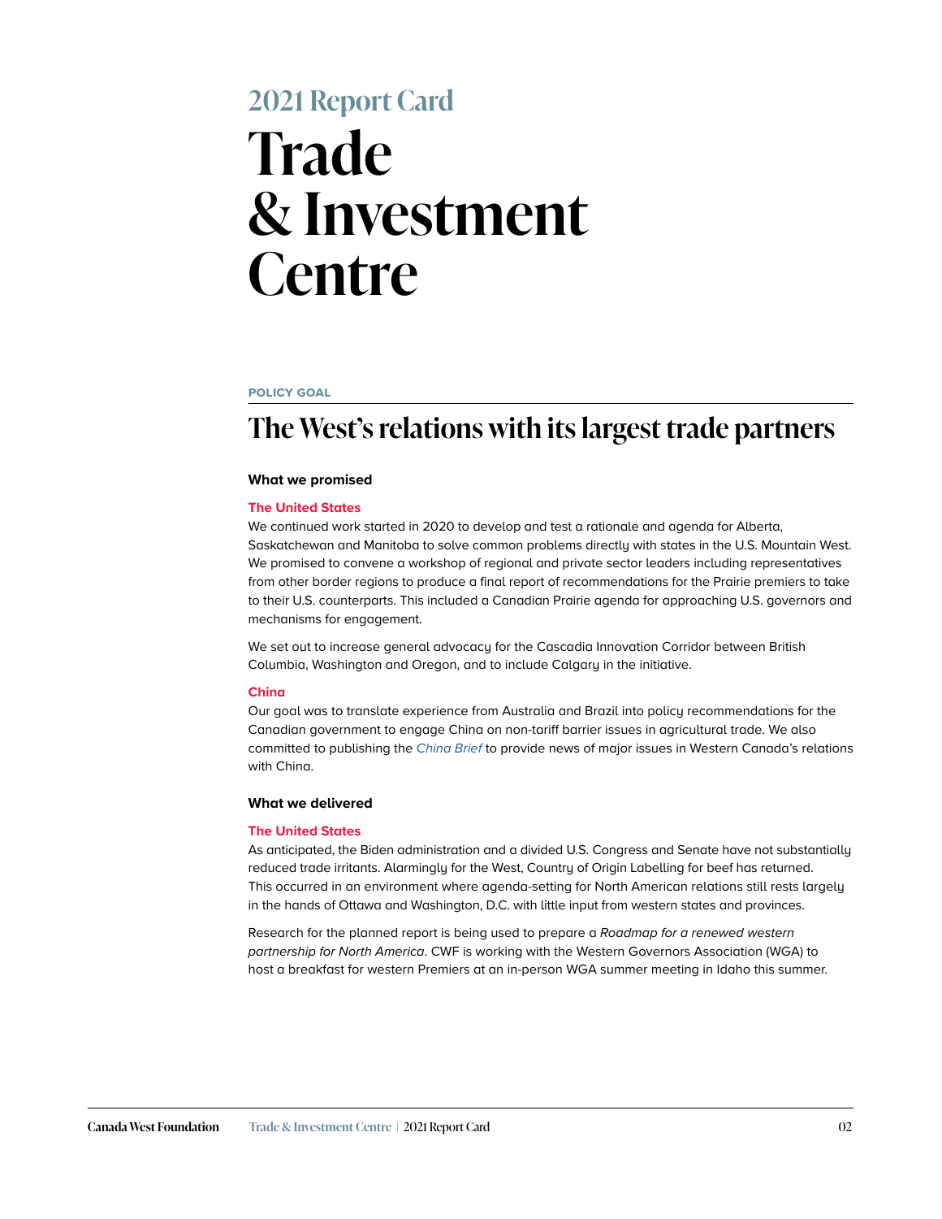2021 Report Card

# Trade & Investment Centre

**POLICY GOAL**

## The West's relations with its largest trade partners

### What we promised

**The United States**

We continued work started in 2020 to develop and test a rationale and agenda for Alberta, Saskatchewan and Manitoba to solve common problems directly with states in the U.S. Mountain West. We promised to convene a workshop of regional and private sector leaders including representatives from other border regions to produce a final report of recommendations for the Prairie premiers to take to their U.S. counterparts. This included a Canadian Prairie agenda for approaching U.S. governors and mechanisms for engagement.

We set out to increase general advocacy for the Cascadia Innovation Corridor between British Columbia, Washington and Oregon, and to include Calgary in the initiative.

**China**

Our goal was to translate experience from Australia and Brazil into policy recommendations for the Canadian government to engage China on non-tariff barrier issues in agricultural trade. We also committed to publishing the *China Brief* to provide news of major issues in Western Canada's relations with China.

### What we delivered

**The United States**

As anticipated, the Biden administration and a divided U.S. Congress and Senate have not substantially reduced trade irritants. Alarmingly for the West, Country of Origin Labelling for beef has returned. This occurred in an environment where agenda-setting for North American relations still rests largely in the hands of Ottawa and Washington, D.C. with little input from western states and provinces.

Research for the planned report is being used to prepare a *Roadmap for a renewed western partnership for North America*. CWF is working with the Western Governors Association (WGA) to host a breakfast for western Premiers at an in-person WGA summer meeting in Idaho this summer.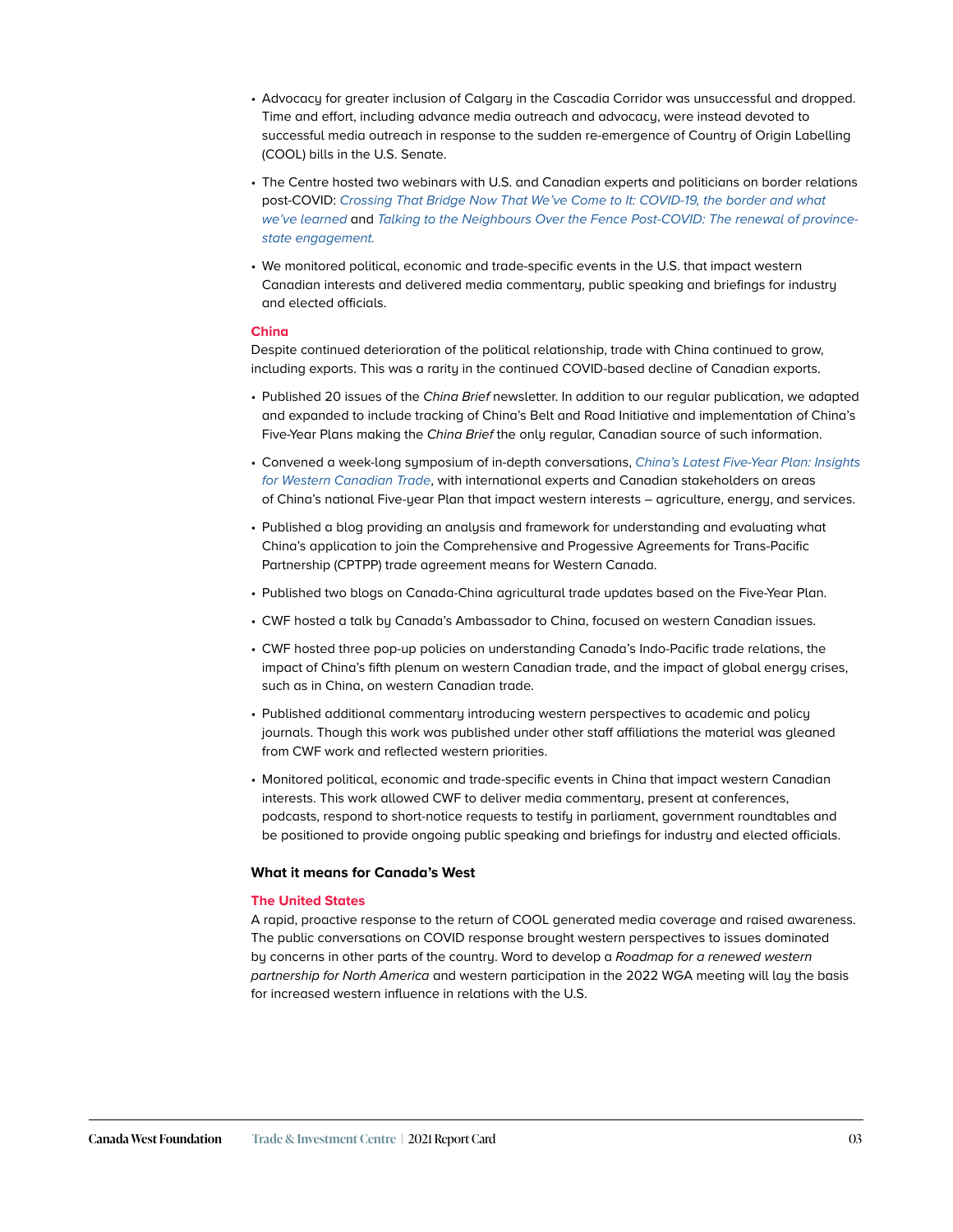- Advocacy for greater inclusion of Calgary in the Cascadia Corridor was unsuccessful and dropped. Time and effort, including advance media outreach and advocacy, were instead devoted to successful media outreach in response to the sudden re-emergence of Country of Origin Labelling (COOL) bills in the U.S. Senate.
- The Centre hosted two webinars with U.S. and Canadian experts and politicians on border relations post-COVID: *Crossing That Bridge Now That We've Come to It: COVID-19, the border and what we've learned* and *Talking to the Neighbours Over the Fence Post-COVID: The renewal of province-state engagement.*
- We monitored political, economic and trade-specific events in the U.S. that impact western Canadian interests and delivered media commentary, public speaking and briefings for industry and elected officials.

#### China

Despite continued deterioration of the political relationship, trade with China continued to grow, including exports. This was a rarity in the continued COVID-based decline of Canadian exports.

- Published 20 issues of the *China Brief* newsletter. In addition to our regular publication, we adapted and expanded to include tracking of China's Belt and Road Initiative and implementation of China's Five-Year Plans making the *China Brief* the only regular, Canadian source of such information.
- Convened a week-long symposium of in-depth conversations, *China's Latest Five-Year Plan: Insights for Western Canadian Trade*, with international experts and Canadian stakeholders on areas of China's national Five-year Plan that impact western interests – agriculture, energy, and services.
- Published a blog providing an analysis and framework for understanding and evaluating what China's application to join the Comprehensive and Progessive Agreements for Trans-Pacific Partnership (CPTPP) trade agreement means for Western Canada.
- Published two blogs on Canada-China agricultural trade updates based on the Five-Year Plan.
- CWF hosted a talk by Canada's Ambassador to China, focused on western Canadian issues.
- CWF hosted three pop-up policies on understanding Canada's Indo-Pacific trade relations, the impact of China's fifth plenum on western Canadian trade, and the impact of global energy crises, such as in China, on western Canadian trade.
- Published additional commentary introducing western perspectives to academic and policy journals. Though this work was published under other staff affiliations the material was gleaned from CWF work and reflected western priorities.
- Monitored political, economic and trade-specific events in China that impact western Canadian interests. This work allowed CWF to deliver media commentary, present at conferences, podcasts, respond to short-notice requests to testify in parliament, government roundtables and be positioned to provide ongoing public speaking and briefings for industry and elected officials.

### What it means for Canada's West

#### The United States

A rapid, proactive response to the return of COOL generated media coverage and raised awareness. The public conversations on COVID response brought western perspectives to issues dominated by concerns in other parts of the country. Word to develop a *Roadmap for a renewed western partnership for North America* and western participation in the 2022 WGA meeting will lay the basis for increased western influence in relations with the U.S.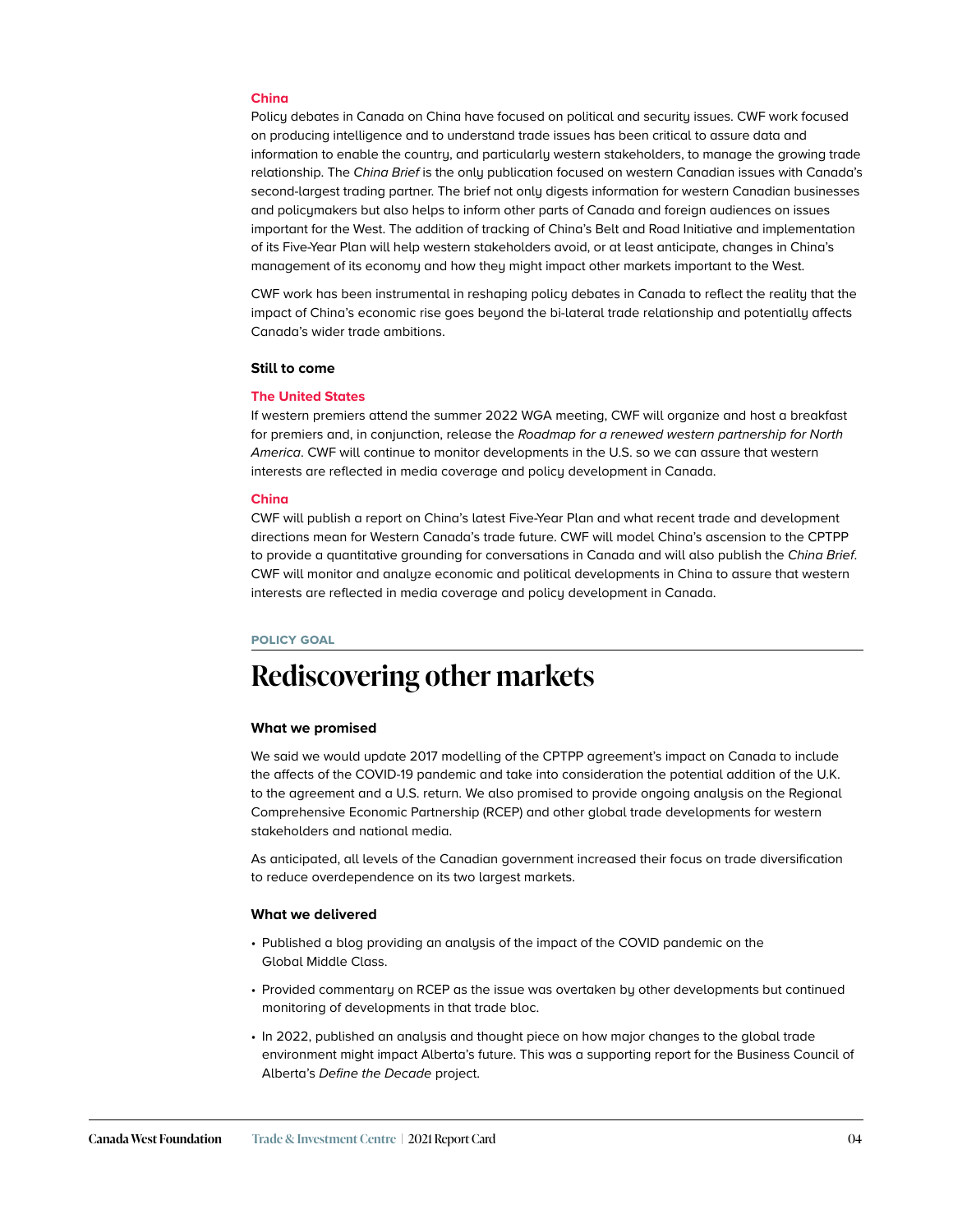### China

Policy debates in Canada on China have focused on political and security issues. CWF work focused on producing intelligence and to understand trade issues has been critical to assure data and information to enable the country, and particularly western stakeholders, to manage the growing trade relationship. The *China Brief* is the only publication focused on western Canadian issues with Canada's second-largest trading partner. The brief not only digests information for western Canadian businesses and policymakers but also helps to inform other parts of Canada and foreign audiences on issues important for the West. The addition of tracking of China's Belt and Road Initiative and implementation of its Five-Year Plan will help western stakeholders avoid, or at least anticipate, changes in China's management of its economy and how they might impact other markets important to the West.

CWF work has been instrumental in reshaping policy debates in Canada to reflect the reality that the impact of China's economic rise goes beyond the bi-lateral trade relationship and potentially affects Canada's wider trade ambitions.

**Still to come**

### The United States

If western premiers attend the summer 2022 WGA meeting, CWF will organize and host a breakfast for premiers and, in conjunction, release the *Roadmap for a renewed western partnership for North America*. CWF will continue to monitor developments in the U.S. so we can assure that western interests are reflected in media coverage and policy development in Canada.

### China

CWF will publish a report on China's latest Five-Year Plan and what recent trade and development directions mean for Western Canada's trade future. CWF will model China's ascension to the CPTPP to provide a quantitative grounding for conversations in Canada and will also publish the *China Brief*. CWF will monitor and analyze economic and political developments in China to assure that western interests are reflected in media coverage and policy development in Canada.

POLICY GOAL

## Rediscovering other markets

**What we promised**

We said we would update 2017 modelling of the CPTPP agreement's impact on Canada to include the affects of the COVID-19 pandemic and take into consideration the potential addition of the U.K. to the agreement and a U.S. return. We also promised to provide ongoing analysis on the Regional Comprehensive Economic Partnership (RCEP) and other global trade developments for western stakeholders and national media.

As anticipated, all levels of the Canadian government increased their focus on trade diversification to reduce overdependence on its two largest markets.

**What we delivered**

- Published a blog providing an analysis of the impact of the COVID pandemic on the Global Middle Class.
- Provided commentary on RCEP as the issue was overtaken by other developments but continued monitoring of developments in that trade bloc.
- In 2022, published an analysis and thought piece on how major changes to the global trade environment might impact Alberta's future. This was a supporting report for the Business Council of Alberta's *Define the Decade* project.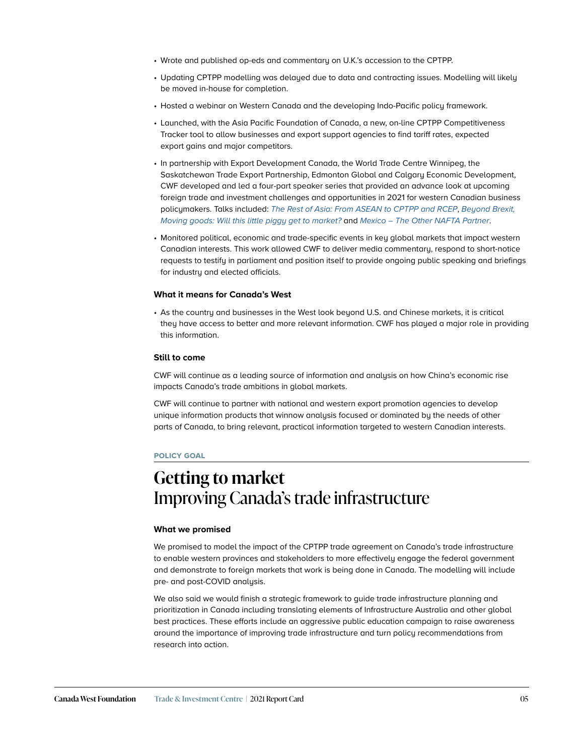- Wrote and published op-eds and commentary on U.K.'s accession to the CPTPP.
- Updating CPTPP modelling was delayed due to data and contracting issues. Modelling will likely be moved in-house for completion.
- Hosted a webinar on Western Canada and the developing Indo-Pacific policy framework.
- Launched, with the Asia Pacific Foundation of Canada, a new, on-line CPTPP Competitiveness Tracker tool to allow businesses and export support agencies to find tariff rates, expected export gains and major competitors.
- In partnership with Export Development Canada, the World Trade Centre Winnipeg, the Saskatchewan Trade Export Partnership, Edmonton Global and Calgary Economic Development, CWF developed and led a four-part speaker series that provided an advance look at upcoming foreign trade and investment challenges and opportunities in 2021 for western Canadian business policymakers. Talks included: *The Rest of Asia: From ASEAN to CPTPP and RCEP*, *Beyond Brexit*, *Moving goods: Will this little piggy get to market?* and *Mexico – The Other NAFTA Partner*.
- Monitored political, economic and trade-specific events in key global markets that impact western Canadian interests. This work allowed CWF to deliver media commentary, respond to short-notice requests to testify in parliament and position itself to provide ongoing public speaking and briefings for industry and elected officials.

**What it means for Canada's West**

- As the country and businesses in the West look beyond U.S. and Chinese markets, it is critical they have access to better and more relevant information. CWF has played a major role in providing this information.

**Still to come**

CWF will continue as a leading source of information and analysis on how China's economic rise impacts Canada's trade ambitions in global markets.

CWF will continue to partner with national and western export promotion agencies to develop unique information products that winnow analysis focused or dominated by the needs of other parts of Canada, to bring relevant, practical information targeted to western Canadian interests.

POLICY GOAL

# Getting to market
## Improving Canada's trade infrastructure

**What we promised**

We promised to model the impact of the CPTPP trade agreement on Canada's trade infrastructure to enable western provinces and stakeholders to more effectively engage the federal government and demonstrate to foreign markets that work is being done in Canada. The modelling will include pre- and post-COVID analysis.

We also said we would finish a strategic framework to guide trade infrastructure planning and prioritization in Canada including translating elements of Infrastructure Australia and other global best practices. These efforts include an aggressive public education campaign to raise awareness around the importance of improving trade infrastructure and turn policy recommendations from research into action.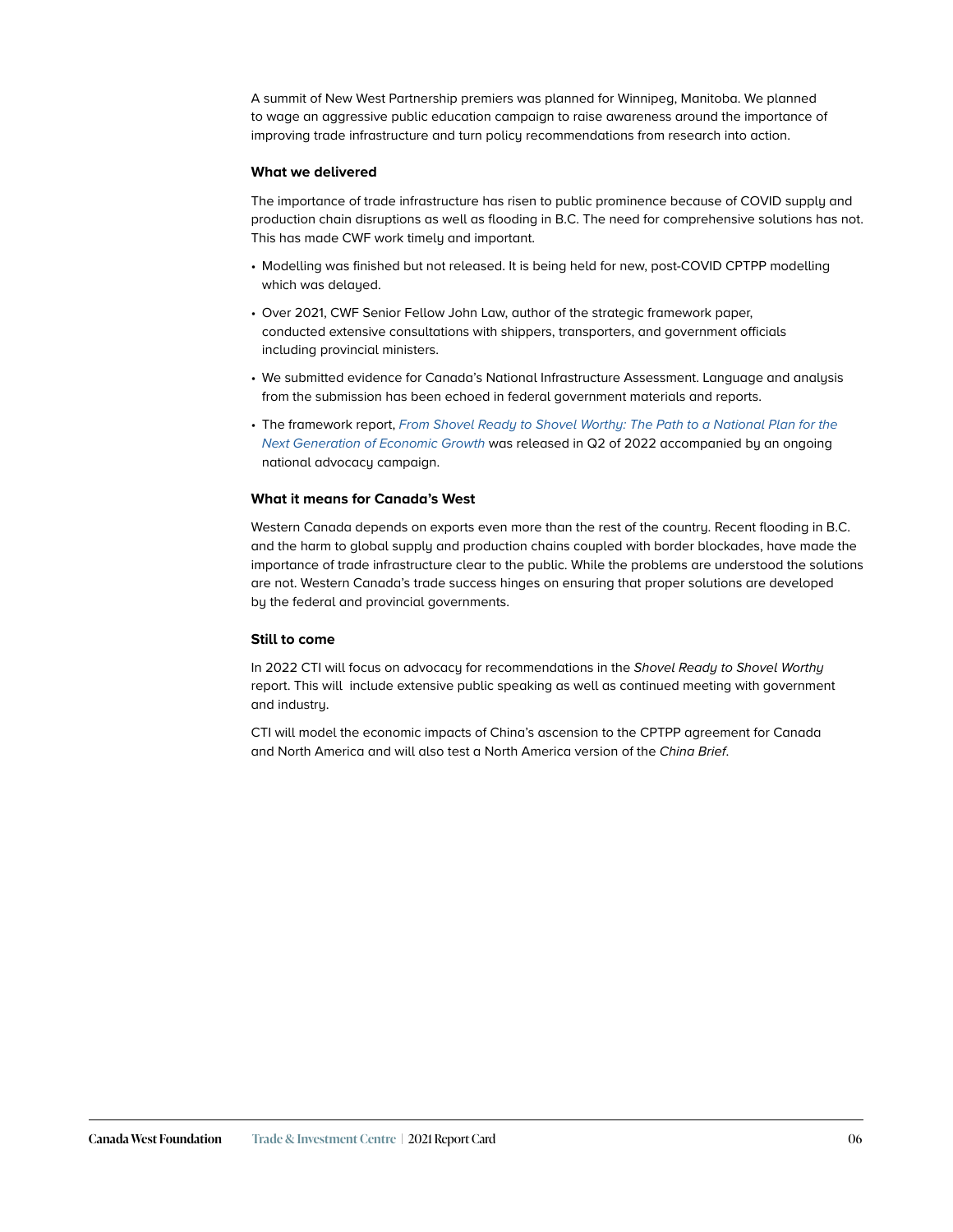A summit of New West Partnership premiers was planned for Winnipeg, Manitoba. We planned to wage an aggressive public education campaign to raise awareness around the importance of improving trade infrastructure and turn policy recommendations from research into action.

### What we delivered

The importance of trade infrastructure has risen to public prominence because of COVID supply and production chain disruptions as well as flooding in B.C. The need for comprehensive solutions has not. This has made CWF work timely and important.

- Modelling was finished but not released. It is being held for new, post-COVID CPTPP modelling which was delayed.
- Over 2021, CWF Senior Fellow John Law, author of the strategic framework paper, conducted extensive consultations with shippers, transporters, and government officials including provincial ministers.
- We submitted evidence for Canada's National Infrastructure Assessment. Language and analysis from the submission has been echoed in federal government materials and reports.
- The framework report, *From Shovel Ready to Shovel Worthy: The Path to a National Plan for the Next Generation of Economic Growth* was released in Q2 of 2022 accompanied by an ongoing national advocacy campaign.

### What it means for Canada's West

Western Canada depends on exports even more than the rest of the country. Recent flooding in B.C. and the harm to global supply and production chains coupled with border blockades, have made the importance of trade infrastructure clear to the public. While the problems are understood the solutions are not. Western Canada's trade success hinges on ensuring that proper solutions are developed by the federal and provincial governments.

### Still to come

In 2022 CTI will focus on advocacy for recommendations in the *Shovel Ready to Shovel Worthy* report. This will include extensive public speaking as well as continued meeting with government and industry.

CTI will model the economic impacts of China's ascension to the CPTPP agreement for Canada and North America and will also test a North America version of the *China Brief*.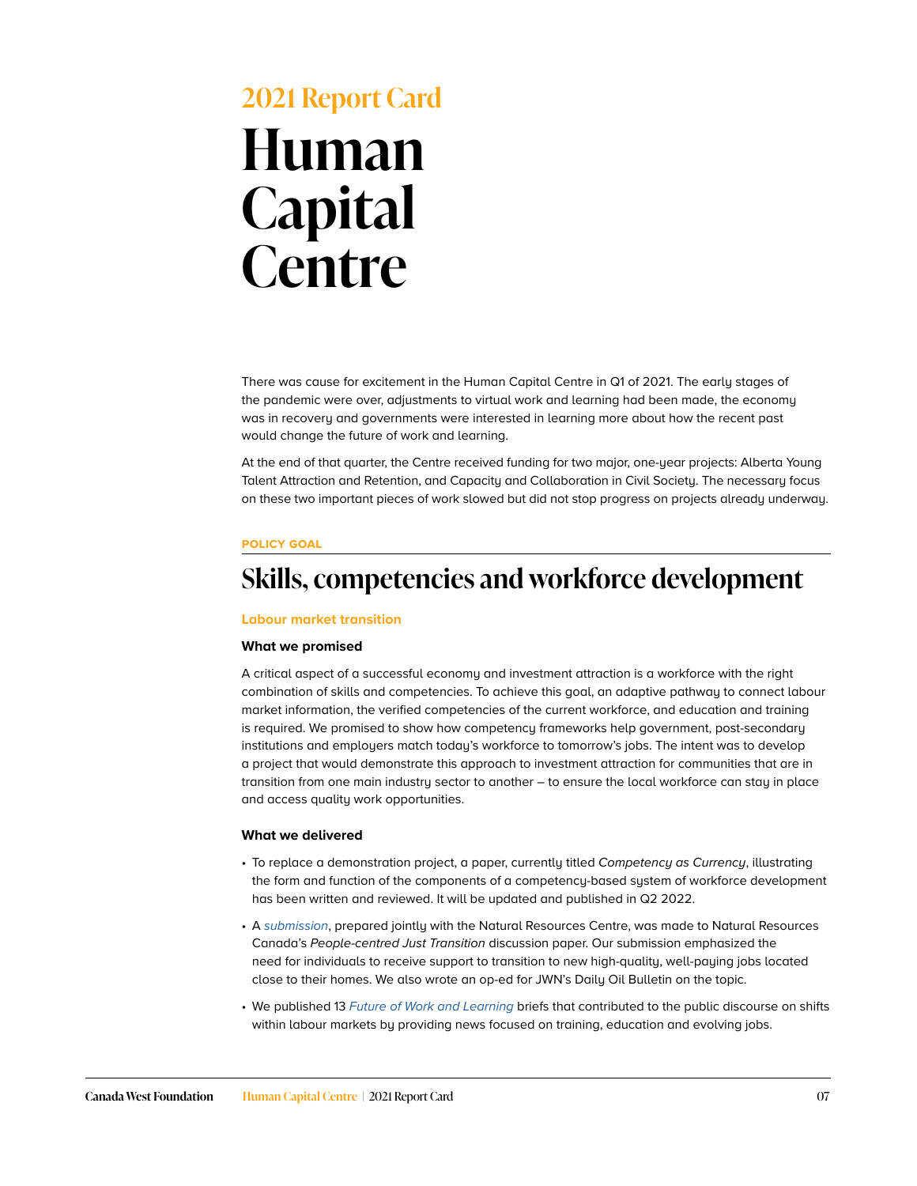## 2021 Report Card

# Human Capital Centre

There was cause for excitement in the Human Capital Centre in Q1 of 2021. The early stages of the pandemic were over, adjustments to virtual work and learning had been made, the economy was in recovery and governments were interested in learning more about how the recent past would change the future of work and learning.

At the end of that quarter, the Centre received funding for two major, one-year projects: Alberta Young Talent Attraction and Retention, and Capacity and Collaboration in Civil Society. The necessary focus on these two important pieces of work slowed but did not stop progress on projects already underway.

**POLICY GOAL**

## Skills, competencies and workforce development

### Labour market transition

#### What we promised

A critical aspect of a successful economy and investment attraction is a workforce with the right combination of skills and competencies. To achieve this goal, an adaptive pathway to connect labour market information, the verified competencies of the current workforce, and education and training is required. We promised to show how competency frameworks help government, post-secondary institutions and employers match today's workforce to tomorrow's jobs. The intent was to develop a project that would demonstrate this approach to investment attraction for communities that are in transition from one main industry sector to another – to ensure the local workforce can stay in place and access quality work opportunities.

#### What we delivered

- To replace a demonstration project, a paper, currently titled *Competency as Currency*, illustrating the form and function of the components of a competency-based system of workforce development has been written and reviewed. It will be updated and published in Q2 2022.
- A *submission*, prepared jointly with the Natural Resources Centre, was made to Natural Resources Canada's *People-centred Just Transition* discussion paper. Our submission emphasized the need for individuals to receive support to transition to new high-quality, well-paying jobs located close to their homes. We also wrote an op-ed for JWN's Daily Oil Bulletin on the topic.
- We published 13 *Future of Work and Learning* briefs that contributed to the public discourse on shifts within labour markets by providing news focused on training, education and evolving jobs.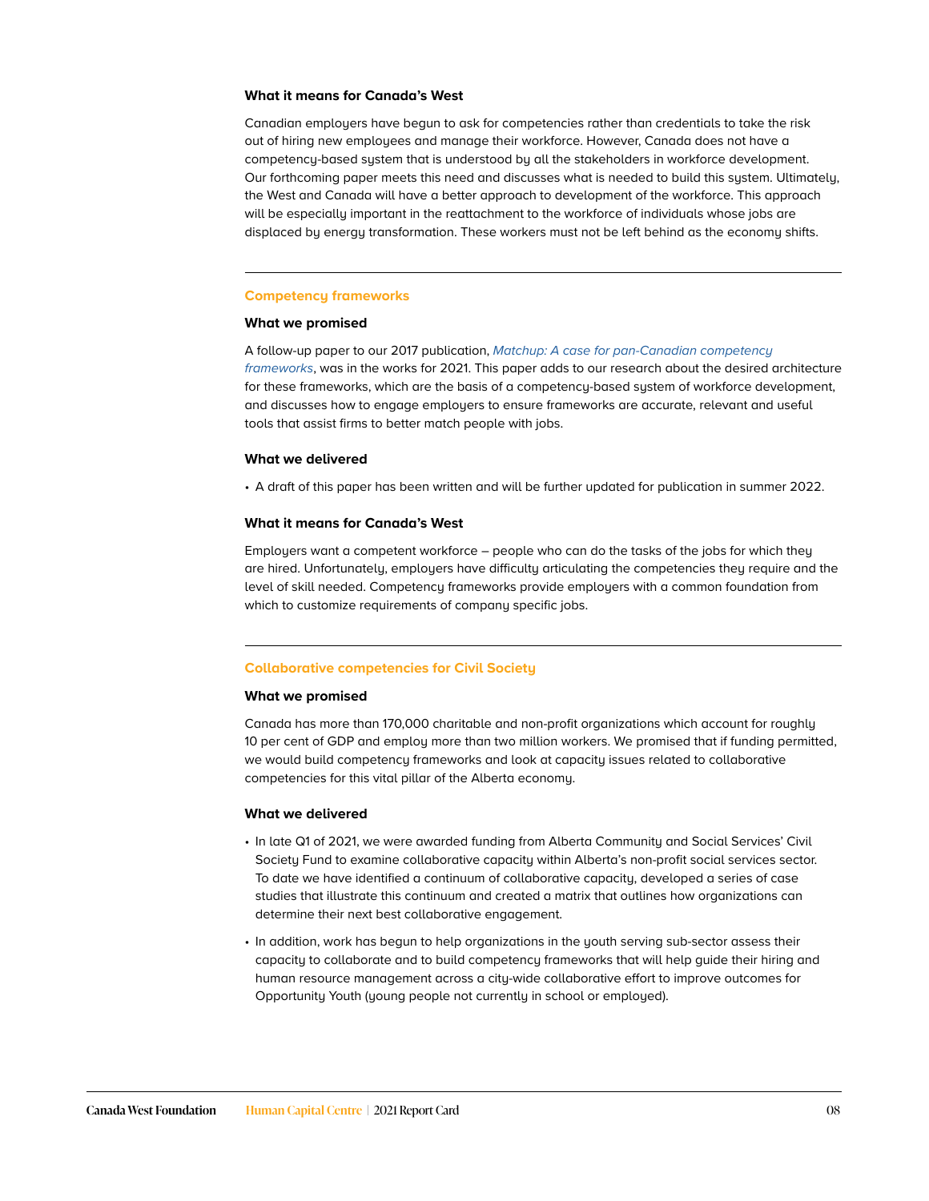### What it means for Canada's West

Canadian employers have begun to ask for competencies rather than credentials to take the risk out of hiring new employees and manage their workforce. However, Canada does not have a competency-based system that is understood by all the stakeholders in workforce development. Our forthcoming paper meets this need and discusses what is needed to build this system. Ultimately, the West and Canada will have a better approach to development of the workforce. This approach will be especially important in the reattachment to the workforce of individuals whose jobs are displaced by energy transformation. These workers must not be left behind as the economy shifts.

---

## Competency frameworks

### What we promised

A follow-up paper to our 2017 publication, *Matchup: A case for pan-Canadian competency frameworks*, was in the works for 2021. This paper adds to our research about the desired architecture for these frameworks, which are the basis of a competency-based system of workforce development, and discusses how to engage employers to ensure frameworks are accurate, relevant and useful tools that assist firms to better match people with jobs.

### What we delivered

- A draft of this paper has been written and will be further updated for publication in summer 2022.

### What it means for Canada's West

Employers want a competent workforce – people who can do the tasks of the jobs for which they are hired. Unfortunately, employers have difficulty articulating the competencies they require and the level of skill needed. Competency frameworks provide employers with a common foundation from which to customize requirements of company specific jobs.

---

## Collaborative competencies for Civil Society

### What we promised

Canada has more than 170,000 charitable and non-profit organizations which account for roughly 10 per cent of GDP and employ more than two million workers. We promised that if funding permitted, we would build competency frameworks and look at capacity issues related to collaborative competencies for this vital pillar of the Alberta economy.

### What we delivered

- In late Q1 of 2021, we were awarded funding from Alberta Community and Social Services' Civil Society Fund to examine collaborative capacity within Alberta's non-profit social services sector. To date we have identified a continuum of collaborative capacity, developed a series of case studies that illustrate this continuum and created a matrix that outlines how organizations can determine their next best collaborative engagement.
- In addition, work has begun to help organizations in the youth serving sub-sector assess their capacity to collaborate and to build competency frameworks that will help guide their hiring and human resource management across a city-wide collaborative effort to improve outcomes for Opportunity Youth (young people not currently in school or employed).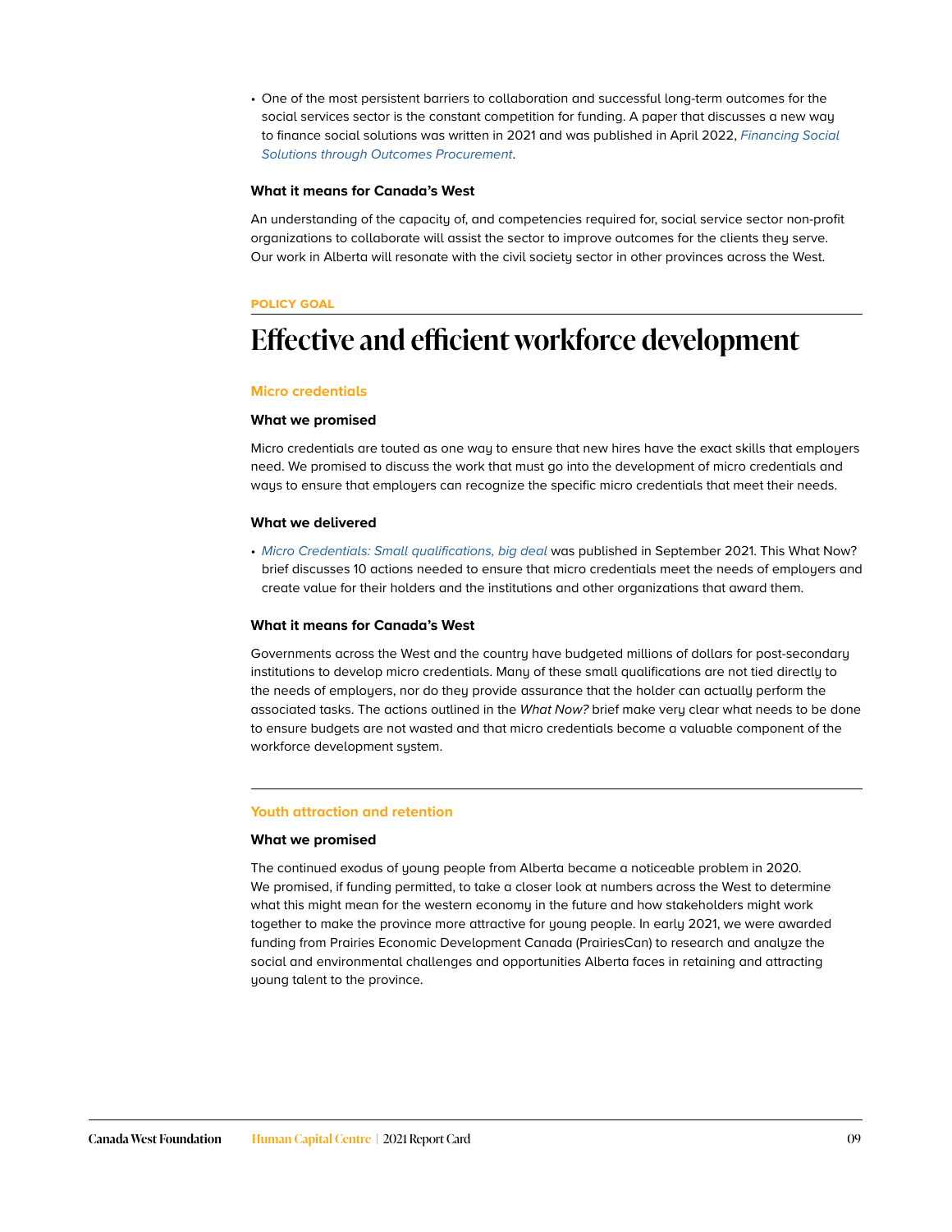- One of the most persistent barriers to collaboration and successful long-term outcomes for the social services sector is the constant competition for funding. A paper that discusses a new way to finance social solutions was written in 2021 and was published in April 2022, *Financing Social Solutions through Outcomes Procurement*.

### What it means for Canada's West

An understanding of the capacity of, and competencies required for, social service sector non-profit organizations to collaborate will assist the sector to improve outcomes for the clients they serve. Our work in Alberta will resonate with the civil society sector in other provinces across the West.

**POLICY GOAL**

# Effective and efficient workforce development

## Micro credentials

### What we promised

Micro credentials are touted as one way to ensure that new hires have the exact skills that employers need. We promised to discuss the work that must go into the development of micro credentials and ways to ensure that employers can recognize the specific micro credentials that meet their needs.

### What we delivered

- *Micro Credentials: Small qualifications, big deal* was published in September 2021. This What Now? brief discusses 10 actions needed to ensure that micro credentials meet the needs of employers and create value for their holders and the institutions and other organizations that award them.

### What it means for Canada's West

Governments across the West and the country have budgeted millions of dollars for post-secondary institutions to develop micro credentials. Many of these small qualifications are not tied directly to the needs of employers, nor do they provide assurance that the holder can actually perform the associated tasks. The actions outlined in the *What Now?* brief make very clear what needs to be done to ensure budgets are not wasted and that micro credentials become a valuable component of the workforce development system.

## Youth attraction and retention

### What we promised

The continued exodus of young people from Alberta became a noticeable problem in 2020. We promised, if funding permitted, to take a closer look at numbers across the West to determine what this might mean for the western economy in the future and how stakeholders might work together to make the province more attractive for young people. In early 2021, we were awarded funding from Prairies Economic Development Canada (PrairiesCan) to research and analyze the social and environmental challenges and opportunities Alberta faces in retaining and attracting young talent to the province.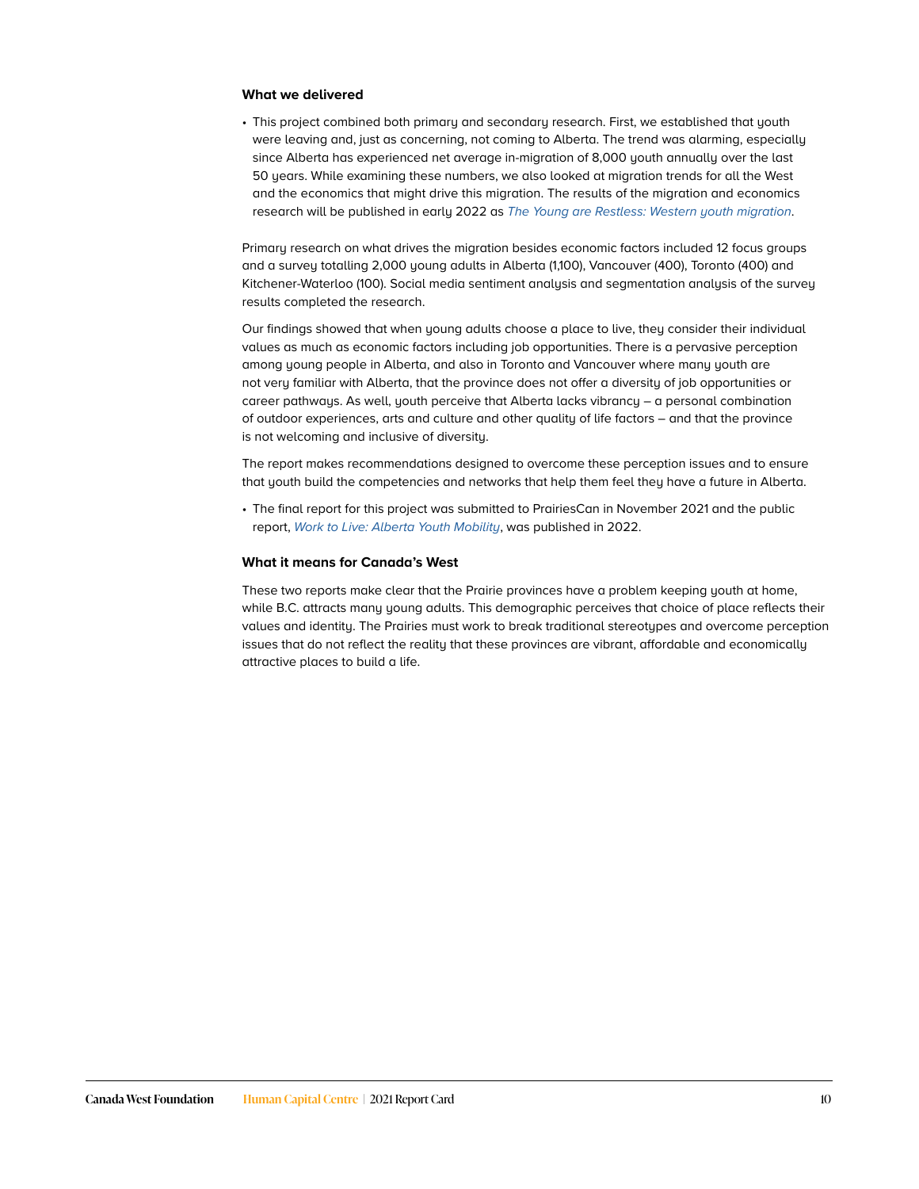### What we delivered

- This project combined both primary and secondary research. First, we established that youth were leaving and, just as concerning, not coming to Alberta. The trend was alarming, especially since Alberta has experienced net average in-migration of 8,000 youth annually over the last 50 years. While examining these numbers, we also looked at migration trends for all the West and the economics that might drive this migration. The results of the migration and economics research will be published in early 2022 as *The Young are Restless: Western youth migration*.

Primary research on what drives the migration besides economic factors included 12 focus groups and a survey totalling 2,000 young adults in Alberta (1,100), Vancouver (400), Toronto (400) and Kitchener-Waterloo (100). Social media sentiment analysis and segmentation analysis of the survey results completed the research.

Our findings showed that when young adults choose a place to live, they consider their individual values as much as economic factors including job opportunities. There is a pervasive perception among young people in Alberta, and also in Toronto and Vancouver where many youth are not very familiar with Alberta, that the province does not offer a diversity of job opportunities or career pathways. As well, youth perceive that Alberta lacks vibrancy – a personal combination of outdoor experiences, arts and culture and other quality of life factors – and that the province is not welcoming and inclusive of diversity.

The report makes recommendations designed to overcome these perception issues and to ensure that youth build the competencies and networks that help them feel they have a future in Alberta.

- The final report for this project was submitted to PrairiesCan in November 2021 and the public report, *Work to Live: Alberta Youth Mobility*, was published in 2022.

### What it means for Canada's West

These two reports make clear that the Prairie provinces have a problem keeping youth at home, while B.C. attracts many young adults. This demographic perceives that choice of place reflects their values and identity. The Prairies must work to break traditional stereotypes and overcome perception issues that do not reflect the reality that these provinces are vibrant, affordable and economically attractive places to build a life.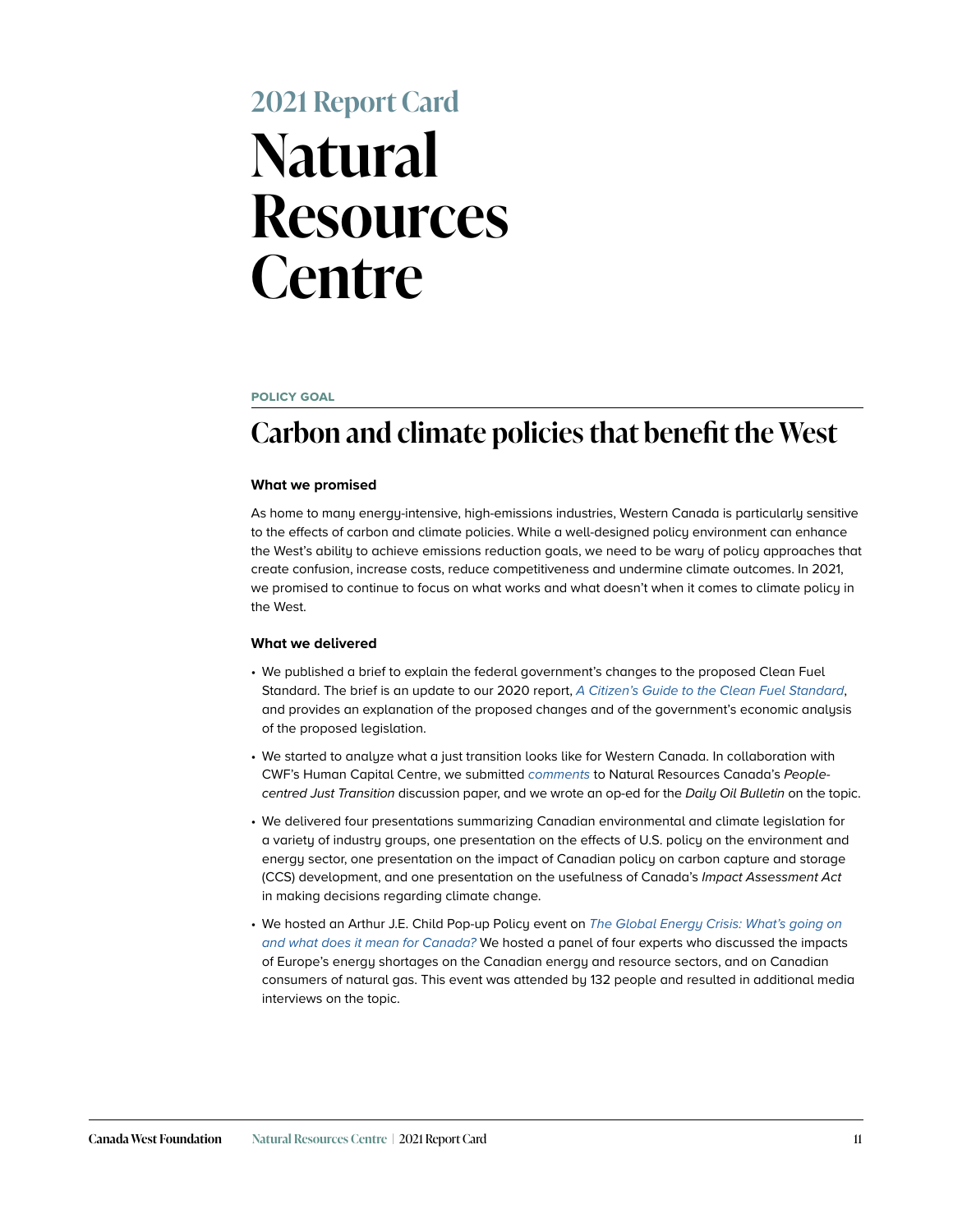## 2021 Report Card

# Natural Resources Centre

POLICY GOAL

## Carbon and climate policies that benefit the West

**What we promised**

As home to many energy-intensive, high-emissions industries, Western Canada is particularly sensitive to the effects of carbon and climate policies. While a well-designed policy environment can enhance the West's ability to achieve emissions reduction goals, we need to be wary of policy approaches that create confusion, increase costs, reduce competitiveness and undermine climate outcomes. In 2021, we promised to continue to focus on what works and what doesn't when it comes to climate policy in the West.

**What we delivered**

- We published a brief to explain the federal government's changes to the proposed Clean Fuel Standard. The brief is an update to our 2020 report, *A Citizen's Guide to the Clean Fuel Standard*, and provides an explanation of the proposed changes and of the government's economic analysis of the proposed legislation.
- We started to analyze what a just transition looks like for Western Canada. In collaboration with CWF's Human Capital Centre, we submitted *comments* to Natural Resources Canada's *People-centred Just Transition* discussion paper, and we wrote an op-ed for the *Daily Oil Bulletin* on the topic.
- We delivered four presentations summarizing Canadian environmental and climate legislation for a variety of industry groups, one presentation on the effects of U.S. policy on the environment and energy sector, one presentation on the impact of Canadian policy on carbon capture and storage (CCS) development, and one presentation on the usefulness of Canada's *Impact Assessment Act* in making decisions regarding climate change.
- We hosted an Arthur J.E. Child Pop-up Policy event on *The Global Energy Crisis: What's going on and what does it mean for Canada?* We hosted a panel of four experts who discussed the impacts of Europe's energy shortages on the Canadian energy and resource sectors, and on Canadian consumers of natural gas. This event was attended by 132 people and resulted in additional media interviews on the topic.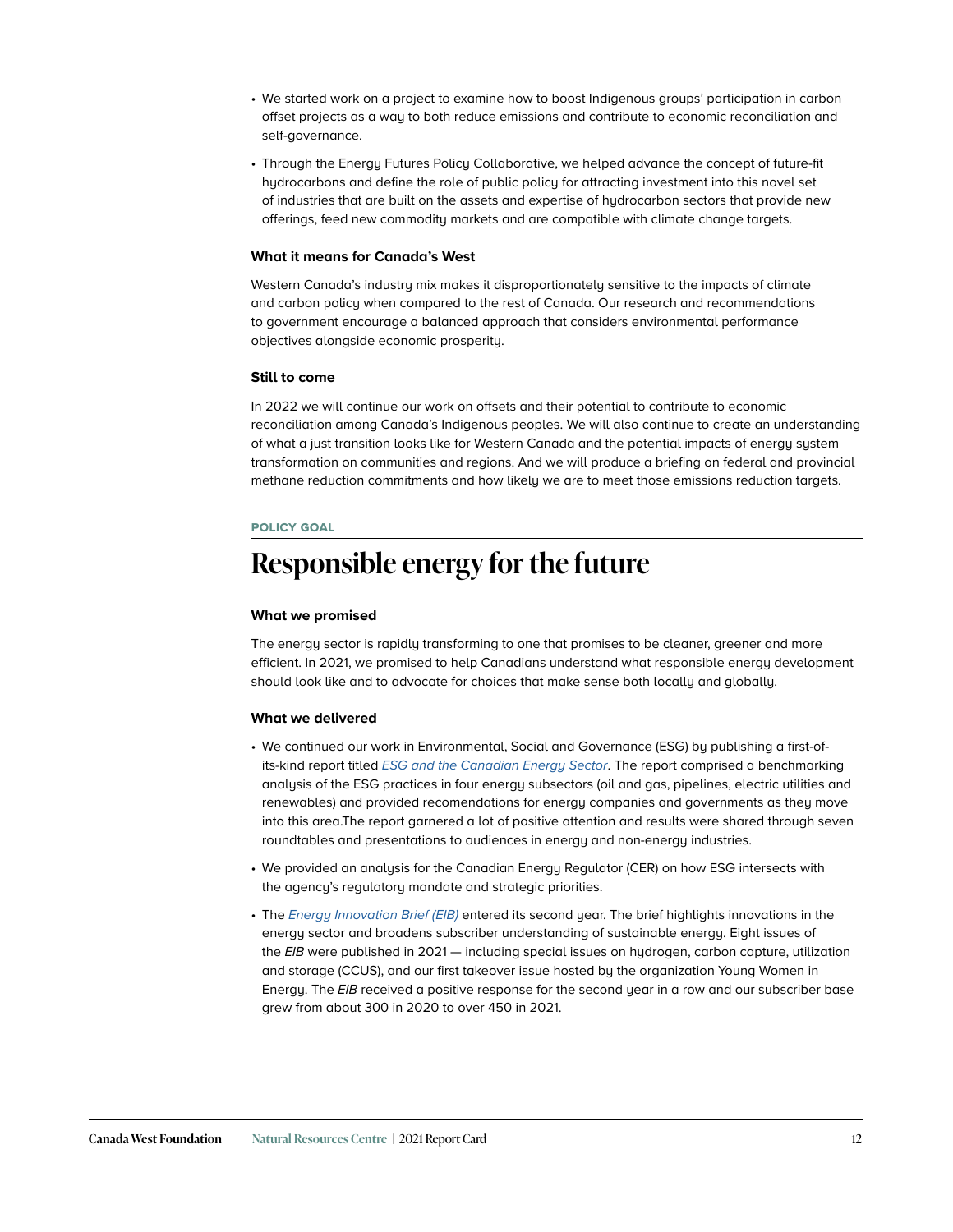- We started work on a project to examine how to boost Indigenous groups' participation in carbon offset projects as a way to both reduce emissions and contribute to economic reconciliation and self-governance.
- Through the Energy Futures Policy Collaborative, we helped advance the concept of future-fit hydrocarbons and define the role of public policy for attracting investment into this novel set of industries that are built on the assets and expertise of hydrocarbon sectors that provide new offerings, feed new commodity markets and are compatible with climate change targets.

**What it means for Canada's West**

Western Canada's industry mix makes it disproportionately sensitive to the impacts of climate and carbon policy when compared to the rest of Canada. Our research and recommendations to government encourage a balanced approach that considers environmental performance objectives alongside economic prosperity.

**Still to come**

In 2022 we will continue our work on offsets and their potential to contribute to economic reconciliation among Canada's Indigenous peoples. We will also continue to create an understanding of what a just transition looks like for Western Canada and the potential impacts of energy system transformation on communities and regions. And we will produce a briefing on federal and provincial methane reduction commitments and how likely we are to meet those emissions reduction targets.

POLICY GOAL

# Responsible energy for the future

**What we promised**

The energy sector is rapidly transforming to one that promises to be cleaner, greener and more efficient. In 2021, we promised to help Canadians understand what responsible energy development should look like and to advocate for choices that make sense both locally and globally.

**What we delivered**

- We continued our work in Environmental, Social and Governance (ESG) by publishing a first-of-its-kind report titled *ESG and the Canadian Energy Sector*. The report comprised a benchmarking analysis of the ESG practices in four energy subsectors (oil and gas, pipelines, electric utilities and renewables) and provided recomendations for energy companies and governments as they move into this area.The report garnered a lot of positive attention and results were shared through seven roundtables and presentations to audiences in energy and non-energy industries.
- We provided an analysis for the Canadian Energy Regulator (CER) on how ESG intersects with the agency's regulatory mandate and strategic priorities.
- The *Energy Innovation Brief (EIB)* entered its second year. The brief highlights innovations in the energy sector and broadens subscriber understanding of sustainable energy. Eight issues of the *EIB* were published in 2021 — including special issues on hydrogen, carbon capture, utilization and storage (CCUS), and our first takeover issue hosted by the organization Young Women in Energy. The *EIB* received a positive response for the second year in a row and our subscriber base grew from about 300 in 2020 to over 450 in 2021.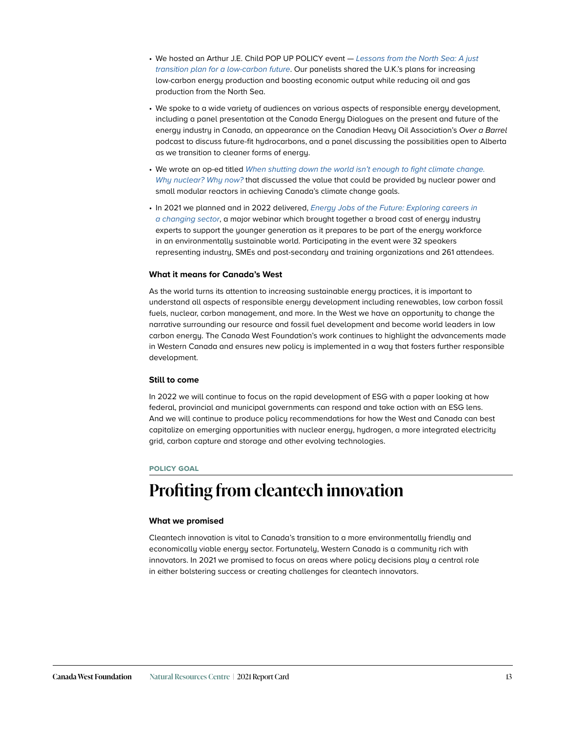- We hosted an Arthur J.E. Child POP UP POLICY event — *Lessons from the North Sea: A just transition plan for a low-carbon future*. Our panelists shared the U.K.'s plans for increasing low-carbon energy production and boosting economic output while reducing oil and gas production from the North Sea.
- We spoke to a wide variety of audiences on various aspects of responsible energy development, including a panel presentation at the Canada Energy Dialogues on the present and future of the energy industry in Canada, an appearance on the Canadian Heavy Oil Association's *Over a Barrel* podcast to discuss future-fit hydrocarbons, and a panel discussing the possibilities open to Alberta as we transition to cleaner forms of energy.
- We wrote an op-ed titled *When shutting down the world isn't enough to fight climate change. Why nuclear? Why now?* that discussed the value that could be provided by nuclear power and small modular reactors in achieving Canada's climate change goals.
- In 2021 we planned and in 2022 delivered, *Energy Jobs of the Future: Exploring careers in a changing sector*, a major webinar which brought together a broad cast of energy industry experts to support the younger generation as it prepares to be part of the energy workforce in an environmentally sustainable world. Participating in the event were 32 speakers representing industry, SMEs and post-secondary and training organizations and 261 attendees.

### What it means for Canada's West

As the world turns its attention to increasing sustainable energy practices, it is important to understand all aspects of responsible energy development including renewables, low carbon fossil fuels, nuclear, carbon management, and more. In the West we have an opportunity to change the narrative surrounding our resource and fossil fuel development and become world leaders in low carbon energy. The Canada West Foundation's work continues to highlight the advancements made in Western Canada and ensures new policy is implemented in a way that fosters further responsible development.

### Still to come

In 2022 we will continue to focus on the rapid development of ESG with a paper looking at how federal, provincial and municipal governments can respond and take action with an ESG lens. And we will continue to produce policy recommendations for how the West and Canada can best capitalize on emerging opportunities with nuclear energy, hydrogen, a more integrated electricity grid, carbon capture and storage and other evolving technologies.

POLICY GOAL

## Profiting from cleantech innovation

### What we promised

Cleantech innovation is vital to Canada's transition to a more environmentally friendly and economically viable energy sector. Fortunately, Western Canada is a community rich with innovators. In 2021 we promised to focus on areas where policy decisions play a central role in either bolstering success or creating challenges for cleantech innovators.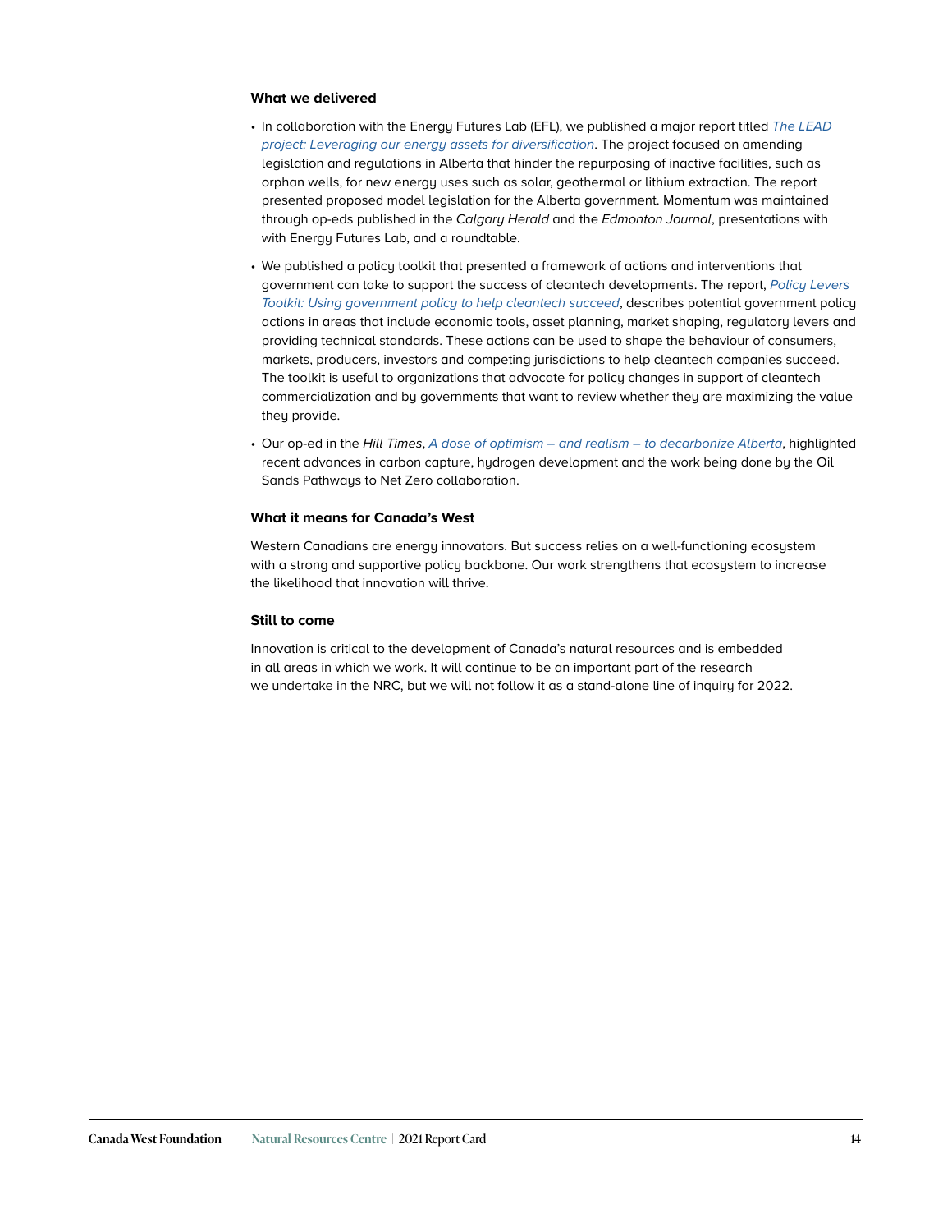### What we delivered

- In collaboration with the Energy Futures Lab (EFL), we published a major report titled *The LEAD project: Leveraging our energy assets for diversification*. The project focused on amending legislation and regulations in Alberta that hinder the repurposing of inactive facilities, such as orphan wells, for new energy uses such as solar, geothermal or lithium extraction. The report presented proposed model legislation for the Alberta government. Momentum was maintained through op-eds published in the *Calgary Herald* and the *Edmonton Journal*, presentations with with Energy Futures Lab, and a roundtable.
- We published a policy toolkit that presented a framework of actions and interventions that government can take to support the success of cleantech developments. The report, *Policy Levers Toolkit: Using government policy to help cleantech succeed*, describes potential government policy actions in areas that include economic tools, asset planning, market shaping, regulatory levers and providing technical standards. These actions can be used to shape the behaviour of consumers, markets, producers, investors and competing jurisdictions to help cleantech companies succeed. The toolkit is useful to organizations that advocate for policy changes in support of cleantech commercialization and by governments that want to review whether they are maximizing the value they provide.
- Our op-ed in the *Hill Times*, *A dose of optimism – and realism – to decarbonize Alberta*, highlighted recent advances in carbon capture, hydrogen development and the work being done by the Oil Sands Pathways to Net Zero collaboration.

### What it means for Canada's West

Western Canadians are energy innovators. But success relies on a well-functioning ecosystem with a strong and supportive policy backbone. Our work strengthens that ecosystem to increase the likelihood that innovation will thrive.

### Still to come

Innovation is critical to the development of Canada's natural resources and is embedded in all areas in which we work. It will continue to be an important part of the research we undertake in the NRC, but we will not follow it as a stand-alone line of inquiry for 2022.